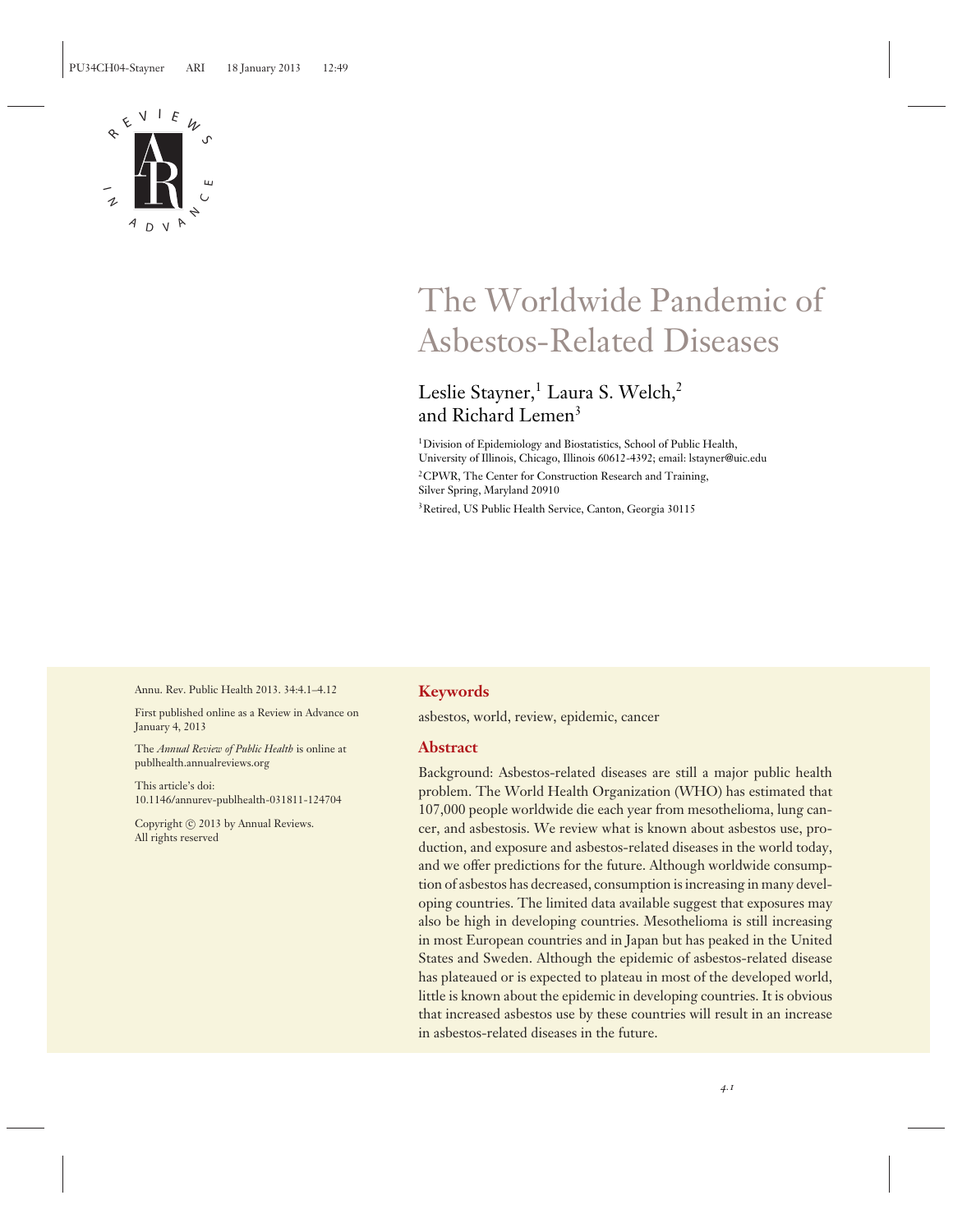# The Worldwide Pandemic of Asbestos-Related Diseases

Leslie Stayner,[1] Laura S. Welch,[2] and Richard Lemen[3]

[1]Division of Epidemiology and Biostatistics, School of Public Health, University of Illinois, Chicago, Illinois 60612-4392; email: lstayner@uic.edu

[2]CPWR, The Center for Construction Research and Training, Silver Spring, Maryland 20910

[3]Retired, US Public Health Service, Canton, Georgia 30115

Annu. Rev. Public Health 2013. 34:4.1–4.12

First published online as a Review in Advance on January 4, 2013

The *Annual Review of Public Health* is online at publhealth.annualreviews.org

This article's doi: 10.1146/annurev-publhealth-031811-124704

Copyright © 2013 by Annual Reviews. All rights reserved

## Keywords

asbestos, world, review, epidemic, cancer

## Abstract

Background: Asbestos-related diseases are still a major public health problem. The World Health Organization (WHO) has estimated that 107,000 people worldwide die each year from mesothelioma, lung cancer, and asbestosis. We review what is known about asbestos use, production, and exposure and asbestos-related diseases in the world today, and we offer predictions for the future. Although worldwide consumption of asbestos has decreased, consumption is increasing in many developing countries. The limited data available suggest that exposures may also be high in developing countries. Mesothelioma is still increasing in most European countries and in Japan but has peaked in the United States and Sweden. Although the epidemic of asbestos-related disease has plateaued or is expected to plateau in most of the developed world, little is known about the epidemic in developing countries. It is obvious that increased asbestos use by these countries will result in an increase in asbestos-related diseases in the future.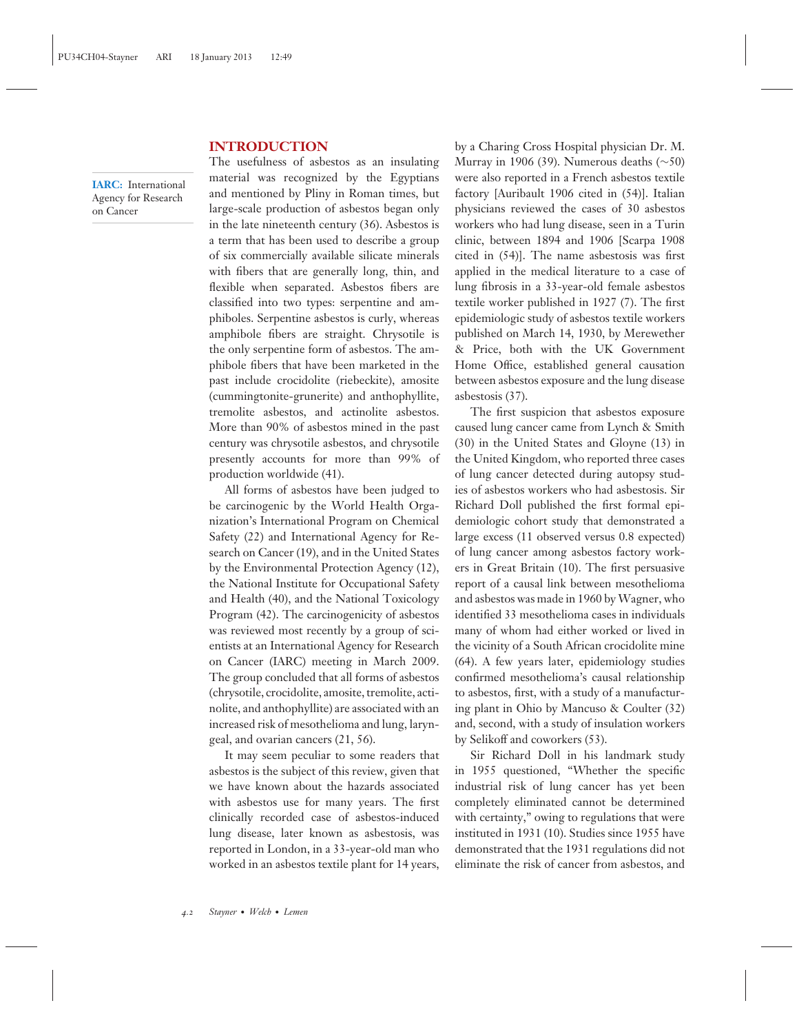## INTRODUCTION

**IARC:** International Agency for Research on Cancer

The usefulness of asbestos as an insulating material was recognized by the Egyptians and mentioned by Pliny in Roman times, but large-scale production of asbestos began only in the late nineteenth century (36). Asbestos is a term that has been used to describe a group of six commercially available silicate minerals with fibers that are generally long, thin, and flexible when separated. Asbestos fibers are classified into two types: serpentine and amphiboles. Serpentine asbestos is curly, whereas amphibole fibers are straight. Chrysotile is the only serpentine form of asbestos. The amphibole fibers that have been marketed in the past include crocidolite (riebeckite), amosite (cummingtonite-grunerite) and anthophyllite, tremolite asbestos, and actinolite asbestos. More than 90% of asbestos mined in the past century was chrysotile asbestos, and chrysotile presently accounts for more than 99% of production worldwide (41).

All forms of asbestos have been judged to be carcinogenic by the World Health Organization's International Program on Chemical Safety (22) and International Agency for Research on Cancer (19), and in the United States by the Environmental Protection Agency (12), the National Institute for Occupational Safety and Health (40), and the National Toxicology Program (42). The carcinogenicity of asbestos was reviewed most recently by a group of scientists at an International Agency for Research on Cancer (IARC) meeting in March 2009. The group concluded that all forms of asbestos (chrysotile, crocidolite, amosite, tremolite, actinolite, and anthophyllite) are associated with an increased risk of mesothelioma and lung, laryngeal, and ovarian cancers (21, 56).

It may seem peculiar to some readers that asbestos is the subject of this review, given that we have known about the hazards associated with asbestos use for many years. The first clinically recorded case of asbestos-induced lung disease, later known as asbestosis, was reported in London, in a 33-year-old man who worked in an asbestos textile plant for 14 years, by a Charing Cross Hospital physician Dr. M. Murray in 1906 (39). Numerous deaths (~50) were also reported in a French asbestos textile factory [Auribault 1906 cited in (54)]. Italian physicians reviewed the cases of 30 asbestos workers who had lung disease, seen in a Turin clinic, between 1894 and 1906 [Scarpa 1908 cited in (54)]. The name asbestosis was first applied in the medical literature to a case of lung fibrosis in a 33-year-old female asbestos textile worker published in 1927 (7). The first epidemiologic study of asbestos textile workers published on March 14, 1930, by Merewether & Price, both with the UK Government Home Office, established general causation between asbestos exposure and the lung disease asbestosis (37).

The first suspicion that asbestos exposure caused lung cancer came from Lynch & Smith (30) in the United States and Gloyne (13) in the United Kingdom, who reported three cases of lung cancer detected during autopsy studies of asbestos workers who had asbestosis. Sir Richard Doll published the first formal epidemiologic cohort study that demonstrated a large excess (11 observed versus 0.8 expected) of lung cancer among asbestos factory workers in Great Britain (10). The first persuasive report of a causal link between mesothelioma and asbestos was made in 1960 by Wagner, who identified 33 mesothelioma cases in individuals many of whom had either worked or lived in the vicinity of a South African crocidolite mine (64). A few years later, epidemiology studies confirmed mesothelioma's causal relationship to asbestos, first, with a study of a manufacturing plant in Ohio by Mancuso & Coulter (32) and, second, with a study of insulation workers by Selikoff and coworkers (53).

Sir Richard Doll in his landmark study in 1955 questioned, "Whether the specific industrial risk of lung cancer has yet been completely eliminated cannot be determined with certainty," owing to regulations that were instituted in 1931 (10). Studies since 1955 have demonstrated that the 1931 regulations did not eliminate the risk of cancer from asbestos, and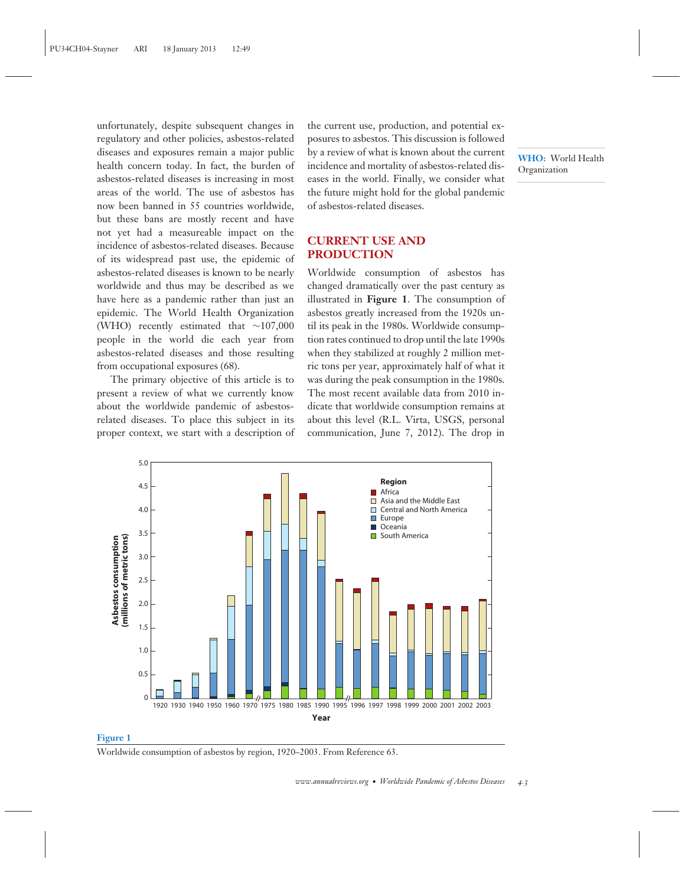unfortunately, despite subsequent changes in regulatory and other policies, asbestos-related diseases and exposures remain a major public health concern today. In fact, the burden of asbestos-related diseases is increasing in most areas of the world. The use of asbestos has now been banned in 55 countries worldwide, but these bans are mostly recent and have not yet had a measureable impact on the incidence of asbestos-related diseases. Because of its widespread past use, the epidemic of asbestos-related diseases is known to be nearly worldwide and thus may be described as we have here as a pandemic rather than just an epidemic. The World Health Organization (WHO) recently estimated that ~107,000 people in the world die each year from asbestos-related diseases and those resulting from occupational exposures (68).

**WHO:** World Health Organization

The primary objective of this article is to present a review of what we currently know about the worldwide pandemic of asbestos-related diseases. To place this subject in its proper context, we start with a description of the current use, production, and potential exposures to asbestos. This discussion is followed by a review of what is known about the current incidence and mortality of asbestos-related diseases in the world. Finally, we consider what the future might hold for the global pandemic of asbestos-related diseases.

## CURRENT USE AND PRODUCTION

Worldwide consumption of asbestos has changed dramatically over the past century as illustrated in **Figure 1**. The consumption of asbestos greatly increased from the 1920s until its peak in the 1980s. Worldwide consumption rates continued to drop until the late 1990s when they stabilized at roughly 2 million metric tons per year, approximately half of what it was during the peak consumption in the 1980s. The most recent available data from 2010 indicate that worldwide consumption remains at about this level (R.L. Virta, USGS, personal communication, June 7, 2012). The drop in

**Figure 1**

Worldwide consumption of asbestos by region, 1920–2003. From Reference 63.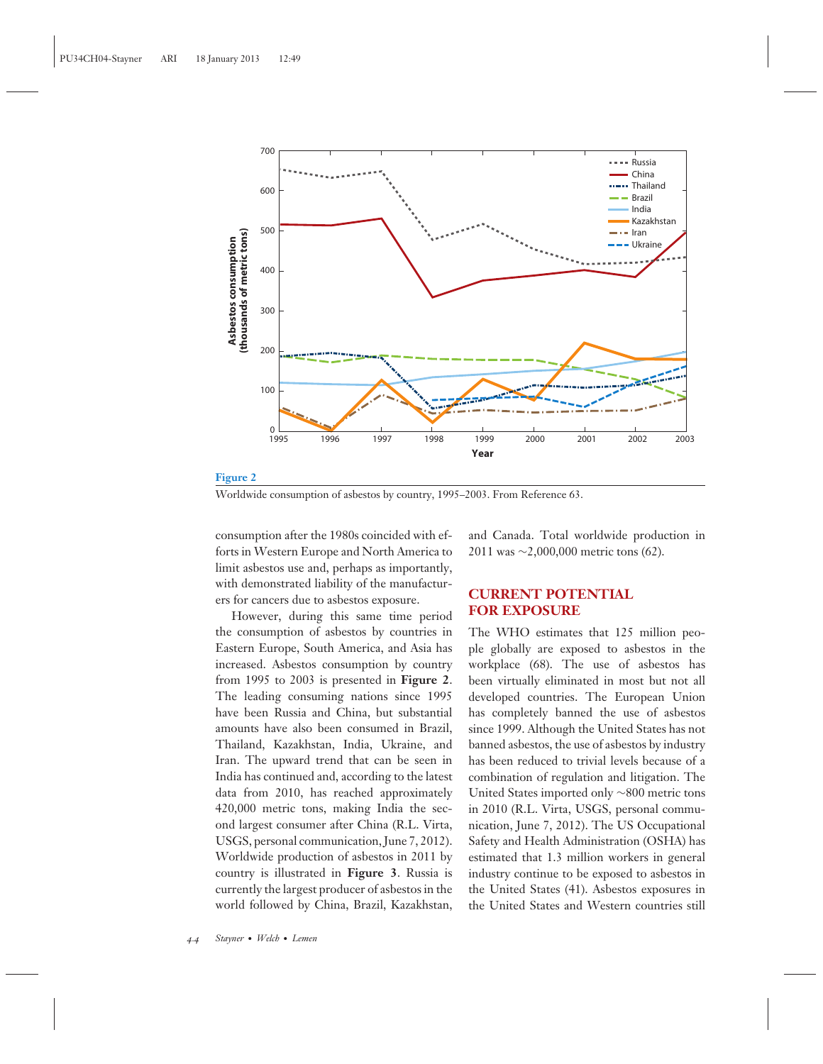**Figure 2**

Worldwide consumption of asbestos by country, 1995–2003. From Reference 63.

consumption after the 1980s coincided with efforts in Western Europe and North America to limit asbestos use and, perhaps as importantly, with demonstrated liability of the manufacturers for cancers due to asbestos exposure.

However, during this same time period the consumption of asbestos by countries in Eastern Europe, South America, and Asia has increased. Asbestos consumption by country from 1995 to 2003 is presented in **Figure 2**. The leading consuming nations since 1995 have been Russia and China, but substantial amounts have also been consumed in Brazil, Thailand, Kazakhstan, India, Ukraine, and Iran. The upward trend that can be seen in India has continued and, according to the latest data from 2010, has reached approximately 420,000 metric tons, making India the second largest consumer after China (R.L. Virta, USGS, personal communication, June 7, 2012). Worldwide production of asbestos in 2011 by country is illustrated in **Figure 3**. Russia is currently the largest producer of asbestos in the world followed by China, Brazil, Kazakhstan, and Canada. Total worldwide production in 2011 was ∼2,000,000 metric tons (62).

## CURRENT POTENTIAL FOR EXPOSURE

The WHO estimates that 125 million people globally are exposed to asbestos in the workplace (68). The use of asbestos has been virtually eliminated in most but not all developed countries. The European Union has completely banned the use of asbestos since 1999. Although the United States has not banned asbestos, the use of asbestos by industry has been reduced to trivial levels because of a combination of regulation and litigation. The United States imported only ∼800 metric tons in 2010 (R.L. Virta, USGS, personal communication, June 7, 2012). The US Occupational Safety and Health Administration (OSHA) has estimated that 1.3 million workers in general industry continue to be exposed to asbestos in the United States (41). Asbestos exposures in the United States and Western countries still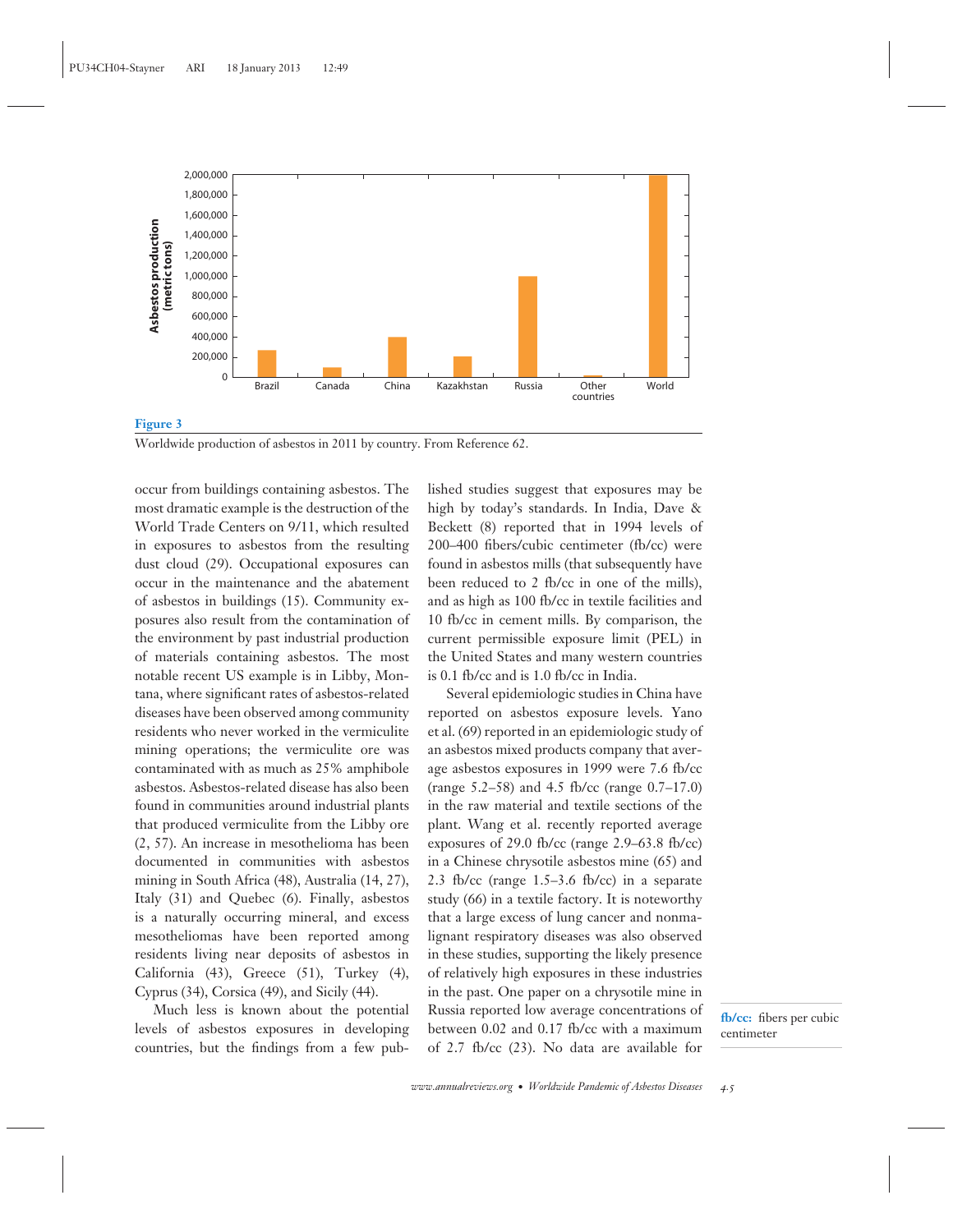**Figure 3**

Worldwide production of asbestos in 2011 by country. From Reference 62.

occur from buildings containing asbestos. The most dramatic example is the destruction of the World Trade Centers on 9/11, which resulted in exposures to asbestos from the resulting dust cloud (29). Occupational exposures can occur in the maintenance and the abatement of asbestos in buildings (15). Community exposures also result from the contamination of the environment by past industrial production of materials containing asbestos. The most notable recent US example is in Libby, Montana, where significant rates of asbestos-related diseases have been observed among community residents who never worked in the vermiculite mining operations; the vermiculite ore was contaminated with as much as 25% amphibole asbestos. Asbestos-related disease has also been found in communities around industrial plants that produced vermiculite from the Libby ore (2, 57). An increase in mesothelioma has been documented in communities with asbestos mining in South Africa (48), Australia (14, 27), Italy (31) and Quebec (6). Finally, asbestos is a naturally occurring mineral, and excess mesotheliomas have been reported among residents living near deposits of asbestos in California (43), Greece (51), Turkey (4), Cyprus (34), Corsica (49), and Sicily (44).

Much less is known about the potential levels of asbestos exposures in developing countries, but the findings from a few published studies suggest that exposures may be high by today's standards. In India, Dave & Beckett (8) reported that in 1994 levels of 200–400 fibers/cubic centimeter (fb/cc) were found in asbestos mills (that subsequently have been reduced to 2 fb/cc in one of the mills), and as high as 100 fb/cc in textile facilities and 10 fb/cc in cement mills. By comparison, the current permissible exposure limit (PEL) in the United States and many western countries is 0.1 fb/cc and is 1.0 fb/cc in India.

Several epidemiologic studies in China have reported on asbestos exposure levels. Yano et al. (69) reported in an epidemiologic study of an asbestos mixed products company that average asbestos exposures in 1999 were 7.6 fb/cc (range 5.2–58) and 4.5 fb/cc (range 0.7–17.0) in the raw material and textile sections of the plant. Wang et al. recently reported average exposures of 29.0 fb/cc (range 2.9–63.8 fb/cc) in a Chinese chrysotile asbestos mine (65) and 2.3 fb/cc (range 1.5–3.6 fb/cc) in a separate study (66) in a textile factory. It is noteworthy that a large excess of lung cancer and nonmalignant respiratory diseases was also observed in these studies, supporting the likely presence of relatively high exposures in these industries in the past. One paper on a chrysotile mine in Russia reported low average concentrations of between 0.02 and 0.17 fb/cc with a maximum of 2.7 fb/cc (23). No data are available for

**fb/cc:** fibers per cubic centimeter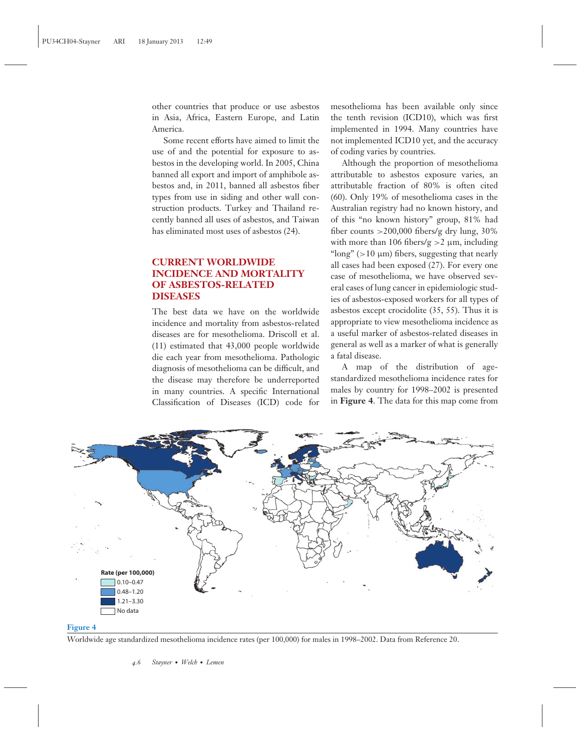other countries that produce or use asbestos in Asia, Africa, Eastern Europe, and Latin America.

Some recent efforts have aimed to limit the use of and the potential for exposure to asbestos in the developing world. In 2005, China banned all export and import of amphibole asbestos and, in 2011, banned all asbestos fiber types from use in siding and other wall construction products. Turkey and Thailand recently banned all uses of asbestos, and Taiwan has eliminated most uses of asbestos (24).

## CURRENT WORLDWIDE INCIDENCE AND MORTALITY OF ASBESTOS-RELATED DISEASES

The best data we have on the worldwide incidence and mortality from asbestos-related diseases are for mesothelioma. Driscoll et al. (11) estimated that 43,000 people worldwide die each year from mesothelioma. Pathologic diagnosis of mesothelioma can be difficult, and the disease may therefore be underreported in many countries. A specific International Classification of Diseases (ICD) code for mesothelioma has been available only since the tenth revision (ICD10), which was first implemented in 1994. Many countries have not implemented ICD10 yet, and the accuracy of coding varies by countries.

Although the proportion of mesothelioma attributable to asbestos exposure varies, an attributable fraction of 80% is often cited (60). Only 19% of mesothelioma cases in the Australian registry had no known history, and of this "no known history" group, 81% had fiber counts >200,000 fibers/g dry lung, 30% with more than 106 fibers/g >2 μm, including "long" (>10 μm) fibers, suggesting that nearly all cases had been exposed (27). For every one case of mesothelioma, we have observed several cases of lung cancer in epidemiologic studies of asbestos-exposed workers for all types of asbestos except crocidolite (35, 55). Thus it is appropriate to view mesothelioma incidence as a useful marker of asbestos-related diseases in general as well as a marker of what is generally a fatal disease.

A map of the distribution of age-standardized mesothelioma incidence rates for males by country for 1998–2002 is presented in **Figure 4**. The data for this map come from

Rate (per 100,000)
- 0.10–0.47
- 0.48–1.20
- 1.21–3.30
- No data

**Figure 4**

Worldwide age standardized mesothelioma incidence rates (per 100,000) for males in 1998–2002. Data from Reference 20.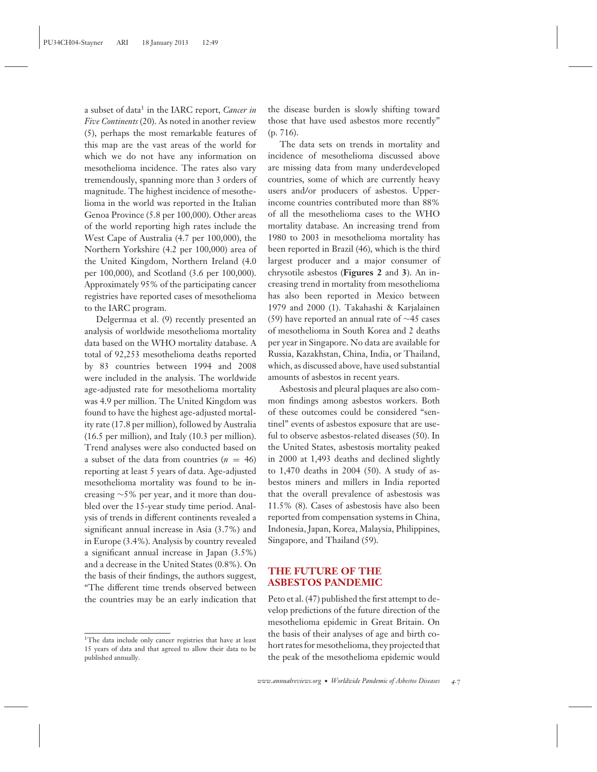a subset of data[1] in the IARC report, *Cancer in Five Continents* (20). As noted in another review (5), perhaps the most remarkable features of this map are the vast areas of the world for which we do not have any information on mesothelioma incidence. The rates also vary tremendously, spanning more than 3 orders of magnitude. The highest incidence of mesothelioma in the world was reported in the Italian Genoa Province (5.8 per 100,000). Other areas of the world reporting high rates include the West Cape of Australia (4.7 per 100,000), the Northern Yorkshire (4.2 per 100,000) area of the United Kingdom, Northern Ireland (4.0 per 100,000), and Scotland (3.6 per 100,000). Approximately 95% of the participating cancer registries have reported cases of mesothelioma to the IARC program.

Delgermaa et al. (9) recently presented an analysis of worldwide mesothelioma mortality data based on the WHO mortality database. A total of 92,253 mesothelioma deaths reported by 83 countries between 1994 and 2008 were included in the analysis. The worldwide age-adjusted rate for mesothelioma mortality was 4.9 per million. The United Kingdom was found to have the highest age-adjusted mortality rate (17.8 per million), followed by Australia (16.5 per million), and Italy (10.3 per million). Trend analyses were also conducted based on a subset of the data from countries ($n = 46$) reporting at least 5 years of data. Age-adjusted mesothelioma mortality was found to be increasing ∼5% per year, and it more than doubled over the 15-year study time period. Analysis of trends in different continents revealed a significant annual increase in Asia (3.7%) and in Europe (3.4%). Analysis by country revealed a significant annual increase in Japan (3.5%) and a decrease in the United States (0.8%). On the basis of their findings, the authors suggest, "The different time trends observed between the countries may be an early indication that the disease burden is slowly shifting toward those that have used asbestos more recently" (p. 716).

The data sets on trends in mortality and incidence of mesothelioma discussed above are missing data from many underdeveloped countries, some of which are currently heavy users and/or producers of asbestos. Upper-income countries contributed more than 88% of all the mesothelioma cases to the WHO mortality database. An increasing trend from 1980 to 2003 in mesothelioma mortality has been reported in Brazil (46), which is the third largest producer and a major consumer of chrysotile asbestos (**Figures 2** and **3**). An increasing trend in mortality from mesothelioma has also been reported in Mexico between 1979 and 2000 (1). Takahashi & Karjalainen (59) have reported an annual rate of ∼45 cases of mesothelioma in South Korea and 2 deaths per year in Singapore. No data are available for Russia, Kazakhstan, China, India, or Thailand, which, as discussed above, have used substantial amounts of asbestos in recent years.

Asbestosis and pleural plaques are also common findings among asbestos workers. Both of these outcomes could be considered "sentinel" events of asbestos exposure that are useful to observe asbestos-related diseases (50). In the United States, asbestosis mortality peaked in 2000 at 1,493 deaths and declined slightly to 1,470 deaths in 2004 (50). A study of asbestos miners and millers in India reported that the overall prevalence of asbestosis was 11.5% (8). Cases of asbestosis have also been reported from compensation systems in China, Indonesia, Japan, Korea, Malaysia, Philippines, Singapore, and Thailand (59).

## THE FUTURE OF THE ASBESTOS PANDEMIC

Peto et al. (47) published the first attempt to develop predictions of the future direction of the mesothelioma epidemic in Great Britain. On the basis of their analyses of age and birth cohort rates for mesothelioma, they projected that the peak of the mesothelioma epidemic would

[1]The data include only cancer registries that have at least 15 years of data and that agreed to allow their data to be published annually.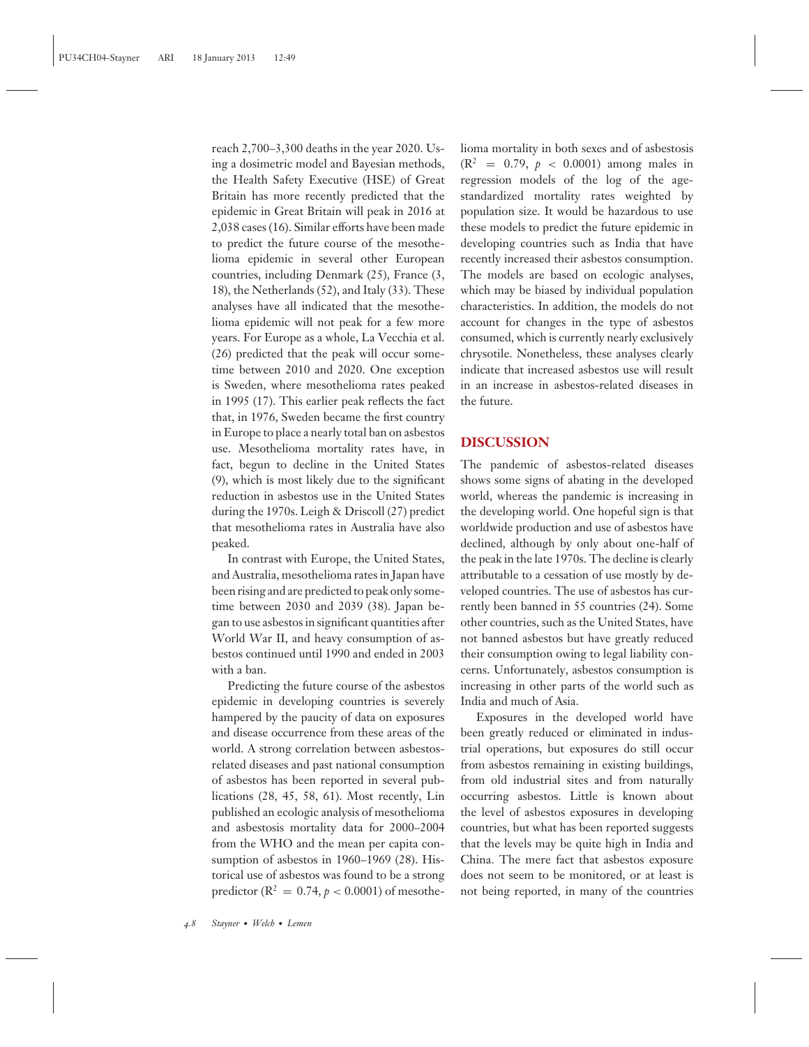reach 2,700–3,300 deaths in the year 2020. Using a dosimetric model and Bayesian methods, the Health Safety Executive (HSE) of Great Britain has more recently predicted that the epidemic in Great Britain will peak in 2016 at 2,038 cases (16). Similar efforts have been made to predict the future course of the mesothelioma epidemic in several other European countries, including Denmark (25), France (3, 18), the Netherlands (52), and Italy (33). These analyses have all indicated that the mesothelioma epidemic will not peak for a few more years. For Europe as a whole, La Vecchia et al. (26) predicted that the peak will occur sometime between 2010 and 2020. One exception is Sweden, where mesothelioma rates peaked in 1995 (17). This earlier peak reflects the fact that, in 1976, Sweden became the first country in Europe to place a nearly total ban on asbestos use. Mesothelioma mortality rates have, in fact, begun to decline in the United States (9), which is most likely due to the significant reduction in asbestos use in the United States during the 1970s. Leigh & Driscoll (27) predict that mesothelioma rates in Australia have also peaked.

In contrast with Europe, the United States, and Australia, mesothelioma rates in Japan have been rising and are predicted to peak only sometime between 2030 and 2039 (38). Japan began to use asbestos in significant quantities after World War II, and heavy consumption of asbestos continued until 1990 and ended in 2003 with a ban.

Predicting the future course of the asbestos epidemic in developing countries is severely hampered by the paucity of data on exposures and disease occurrence from these areas of the world. A strong correlation between asbestos-related diseases and past national consumption of asbestos has been reported in several publications (28, 45, 58, 61). Most recently, Lin published an ecologic analysis of mesothelioma and asbestosis mortality data for 2000–2004 from the WHO and the mean per capita consumption of asbestos in 1960–1969 (28). Historical use of asbestos was found to be a strong predictor ($R^2 = 0.74$, $p < 0.0001$) of mesothelioma mortality in both sexes and of asbestosis ($R^2 = 0.79$, $p < 0.0001$) among males in regression models of the log of the age-standardized mortality rates weighted by population size. It would be hazardous to use these models to predict the future epidemic in developing countries such as India that have recently increased their asbestos consumption. The models are based on ecologic analyses, which may be biased by individual population characteristics. In addition, the models do not account for changes in the type of asbestos consumed, which is currently nearly exclusively chrysotile. Nonetheless, these analyses clearly indicate that increased asbestos use will result in an increase in asbestos-related diseases in the future.

## DISCUSSION

The pandemic of asbestos-related diseases shows some signs of abating in the developed world, whereas the pandemic is increasing in the developing world. One hopeful sign is that worldwide production and use of asbestos have declined, although by only about one-half of the peak in the late 1970s. The decline is clearly attributable to a cessation of use mostly by developed countries. The use of asbestos has currently been banned in 55 countries (24). Some other countries, such as the United States, have not banned asbestos but have greatly reduced their consumption owing to legal liability concerns. Unfortunately, asbestos consumption is increasing in other parts of the world such as India and much of Asia.

Exposures in the developed world have been greatly reduced or eliminated in industrial operations, but exposures do still occur from asbestos remaining in existing buildings, from old industrial sites and from naturally occurring asbestos. Little is known about the level of asbestos exposures in developing countries, but what has been reported suggests that the levels may be quite high in India and China. The mere fact that asbestos exposure does not seem to be monitored, or at least is not being reported, in many of the countries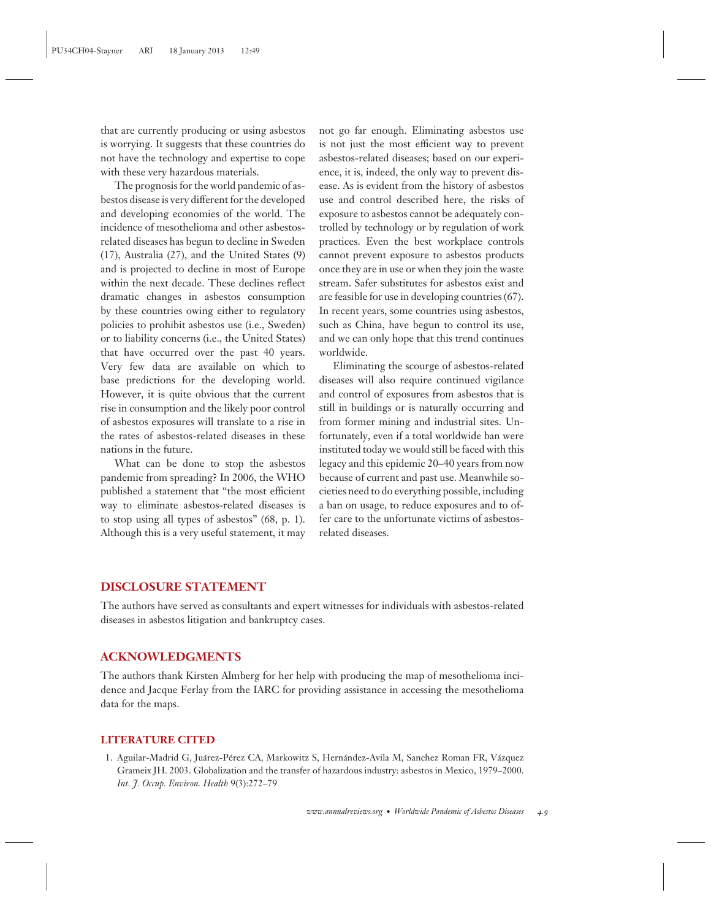that are currently producing or using asbestos is worrying. It suggests that these countries do not have the technology and expertise to cope with these very hazardous materials.

The prognosis for the world pandemic of asbestos disease is very different for the developed and developing economies of the world. The incidence of mesothelioma and other asbestos-related diseases has begun to decline in Sweden (17), Australia (27), and the United States (9) and is projected to decline in most of Europe within the next decade. These declines reflect dramatic changes in asbestos consumption by these countries owing either to regulatory policies to prohibit asbestos use (i.e., Sweden) or to liability concerns (i.e., the United States) that have occurred over the past 40 years. Very few data are available on which to base predictions for the developing world. However, it is quite obvious that the current rise in consumption and the likely poor control of asbestos exposures will translate to a rise in the rates of asbestos-related diseases in these nations in the future.

What can be done to stop the asbestos pandemic from spreading? In 2006, the WHO published a statement that "the most efficient way to eliminate asbestos-related diseases is to stop using all types of asbestos" (68, p. 1). Although this is a very useful statement, it may not go far enough. Eliminating asbestos use is not just the most efficient way to prevent asbestos-related diseases; based on our experience, it is, indeed, the only way to prevent disease. As is evident from the history of asbestos use and control described here, the risks of exposure to asbestos cannot be adequately controlled by technology or by regulation of work practices. Even the best workplace controls cannot prevent exposure to asbestos products once they are in use or when they join the waste stream. Safer substitutes for asbestos exist and are feasible for use in developing countries (67). In recent years, some countries using asbestos, such as China, have begun to control its use, and we can only hope that this trend continues worldwide.

Eliminating the scourge of asbestos-related diseases will also require continued vigilance and control of exposures from asbestos that is still in buildings or is naturally occurring and from former mining and industrial sites. Unfortunately, even if a total worldwide ban were instituted today we would still be faced with this legacy and this epidemic 20–40 years from now because of current and past use. Meanwhile societies need to do everything possible, including a ban on usage, to reduce exposures and to offer care to the unfortunate victims of asbestos-related diseases.

## DISCLOSURE STATEMENT

The authors have served as consultants and expert witnesses for individuals with asbestos-related diseases in asbestos litigation and bankruptcy cases.

## ACKNOWLEDGMENTS

The authors thank Kirsten Almberg for her help with producing the map of mesothelioma incidence and Jacque Ferlay from the IARC for providing assistance in accessing the mesothelioma data for the maps.

## LITERATURE CITED

1. Aguilar-Madrid G, Juárez-Pérez CA, Markowitz S, Hernández-Avila M, Sanchez Roman FR, Vázquez Grameix JH. 2003. Globalization and the transfer of hazardous industry: asbestos in Mexico, 1979–2000. *Int. J. Occup. Environ. Health* 9(3):272–79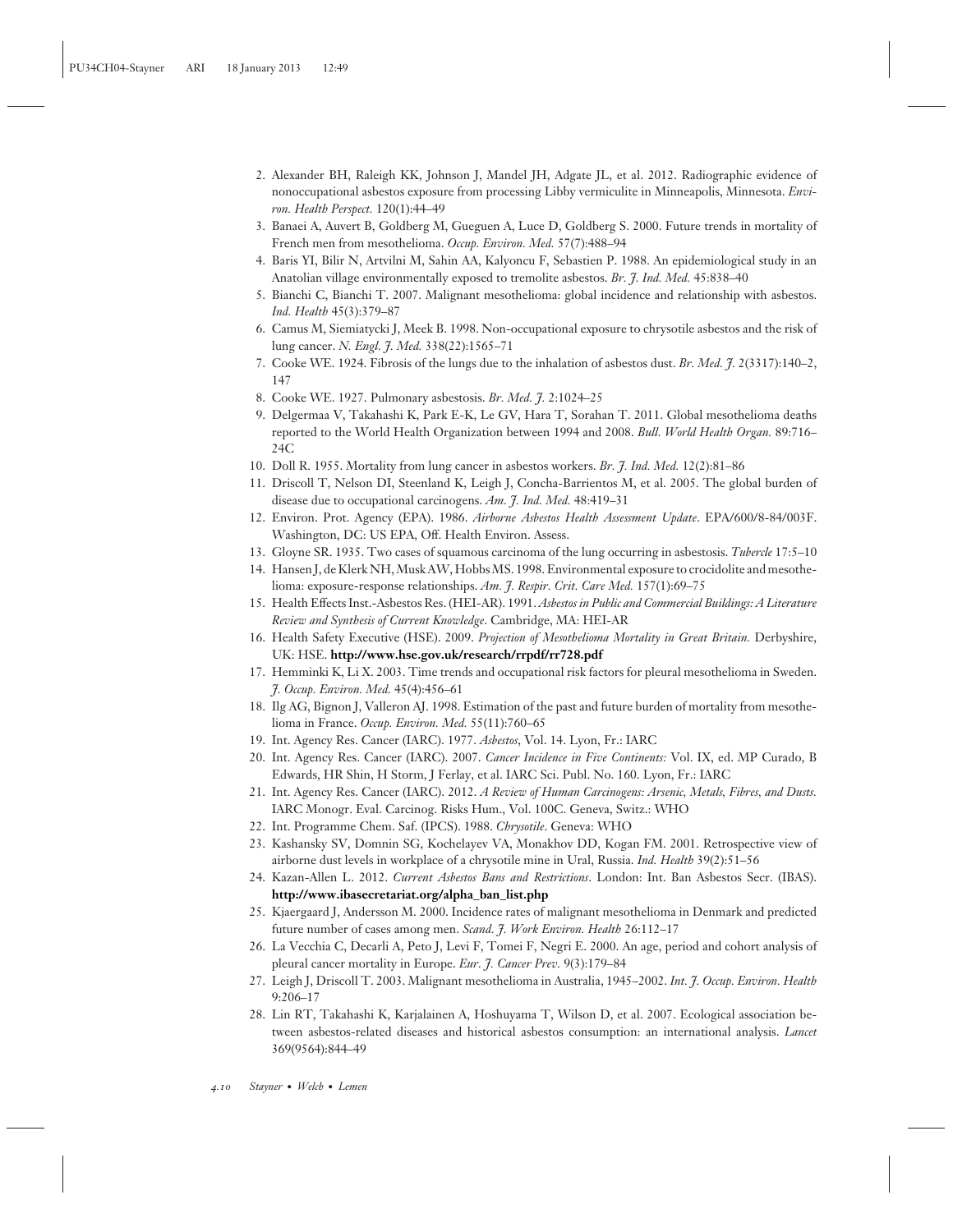2. Alexander BH, Raleigh KK, Johnson J, Mandel JH, Adgate JL, et al. 2012. Radiographic evidence of nonoccupational asbestos exposure from processing Libby vermiculite in Minneapolis, Minnesota. *Environ. Health Perspect.* 120(1):44–49
3. Banaei A, Auvert B, Goldberg M, Gueguen A, Luce D, Goldberg S. 2000. Future trends in mortality of French men from mesothelioma. *Occup. Environ. Med.* 57(7):488–94
4. Baris YI, Bilir N, Artvilni M, Sahin AA, Kalyoncu F, Sebastien P. 1988. An epidemiological study in an Anatolian village environmentally exposed to tremolite asbestos. *Br. J. Ind. Med.* 45:838–40
5. Bianchi C, Bianchi T. 2007. Malignant mesothelioma: global incidence and relationship with asbestos. *Ind. Health* 45(3):379–87
6. Camus M, Siemiatycki J, Meek B. 1998. Non-occupational exposure to chrysotile asbestos and the risk of lung cancer. *N. Engl. J. Med.* 338(22):1565–71
7. Cooke WE. 1924. Fibrosis of the lungs due to the inhalation of asbestos dust. *Br. Med. J.* 2(3317):140–2, 147
8. Cooke WE. 1927. Pulmonary asbestosis. *Br. Med. J.* 2:1024–25
9. Delgermaa V, Takahashi K, Park E-K, Le GV, Hara T, Sorahan T. 2011. Global mesothelioma deaths reported to the World Health Organization between 1994 and 2008. *Bull. World Health Organ.* 89:716–24C
10. Doll R. 1955. Mortality from lung cancer in asbestos workers. *Br. J. Ind. Med.* 12(2):81–86
11. Driscoll T, Nelson DI, Steenland K, Leigh J, Concha-Barrientos M, et al. 2005. The global burden of disease due to occupational carcinogens. *Am. J. Ind. Med.* 48:419–31
12. Environ. Prot. Agency (EPA). 1986. *Airborne Asbestos Health Assessment Update*. EPA/600/8-84/003F. Washington, DC: US EPA, Off. Health Environ. Assess.
13. Gloyne SR. 1935. Two cases of squamous carcinoma of the lung occurring in asbestosis. *Tubercle* 17:5–10
14. Hansen J, de Klerk NH, Musk AW, Hobbs MS. 1998. Environmental exposure to crocidolite and mesothelioma: exposure-response relationships. *Am. J. Respir. Crit. Care Med.* 157(1):69–75
15. Health Effects Inst.-Asbestos Res. (HEI-AR). 1991. *Asbestos in Public and Commercial Buildings: A Literature Review and Synthesis of Current Knowledge*. Cambridge, MA: HEI-AR
16. Health Safety Executive (HSE). 2009. *Projection of Mesothelioma Mortality in Great Britain.* Derbyshire, UK: HSE. **http://www.hse.gov.uk/research/rrpdf/rr728.pdf**
17. Hemminki K, Li X. 2003. Time trends and occupational risk factors for pleural mesothelioma in Sweden. *J. Occup. Environ. Med.* 45(4):456–61
18. Ilg AG, Bignon J, Valleron AJ. 1998. Estimation of the past and future burden of mortality from mesothelioma in France. *Occup. Environ. Med.* 55(11):760–65
19. Int. Agency Res. Cancer (IARC). 1977. *Asbestos*, Vol. 14. Lyon, Fr.: IARC
20. Int. Agency Res. Cancer (IARC). 2007. *Cancer Incidence in Five Continents:* Vol. IX, ed. MP Curado, B Edwards, HR Shin, H Storm, J Ferlay, et al. IARC Sci. Publ. No. 160. Lyon, Fr.: IARC
21. Int. Agency Res. Cancer (IARC). 2012. *A Review of Human Carcinogens: Arsenic, Metals, Fibres, and Dusts.* IARC Monogr. Eval. Carcinog. Risks Hum., Vol. 100C. Geneva, Switz.: WHO
22. Int. Programme Chem. Saf. (IPCS). 1988. *Chrysotile*. Geneva: WHO
23. Kashansky SV, Domnin SG, Kochelayev VA, Monakhov DD, Kogan FM. 2001. Retrospective view of airborne dust levels in workplace of a chrysotile mine in Ural, Russia. *Ind. Health* 39(2):51–56
24. Kazan-Allen L. 2012. *Current Asbestos Bans and Restrictions*. London: Int. Ban Asbestos Secr. (IBAS). **http://www.ibasecretariat.org/alpha_ban_list.php**
25. Kjaergaard J, Andersson M. 2000. Incidence rates of malignant mesothelioma in Denmark and predicted future number of cases among men. *Scand. J. Work Environ. Health* 26:112–17
26. La Vecchia C, Decarli A, Peto J, Levi F, Tomei F, Negri E. 2000. An age, period and cohort analysis of pleural cancer mortality in Europe. *Eur. J. Cancer Prev.* 9(3):179–84
27. Leigh J, Driscoll T. 2003. Malignant mesothelioma in Australia, 1945–2002. *Int. J. Occup. Environ. Health* 9:206–17
28. Lin RT, Takahashi K, Karjalainen A, Hoshuyama T, Wilson D, et al. 2007. Ecological association between asbestos-related diseases and historical asbestos consumption: an international analysis. *Lancet* 369(9564):844–49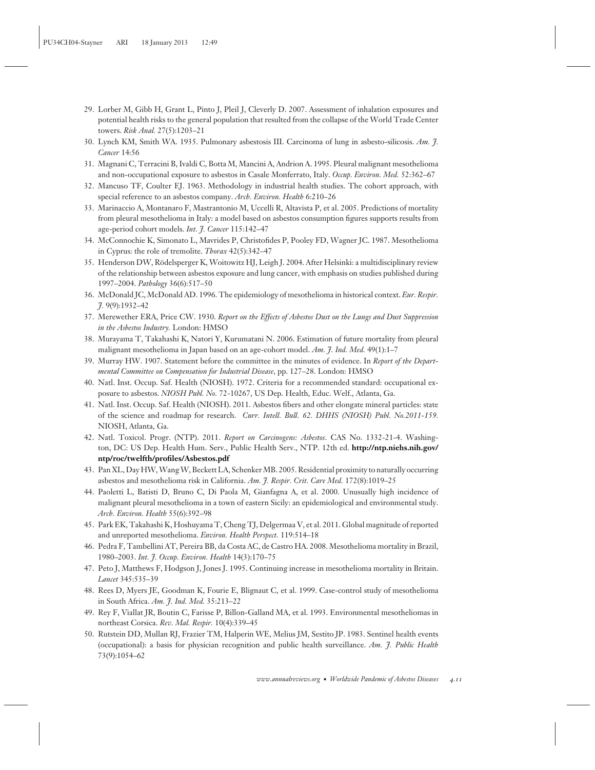29. Lorber M, Gibb H, Grant L, Pinto J, Pleil J, Cleverly D. 2007. Assessment of inhalation exposures and potential health risks to the general population that resulted from the collapse of the World Trade Center towers. *Risk Anal.* 27(5):1203–21
30. Lynch KM, Smith WA. 1935. Pulmonary asbestosis III. Carcinoma of lung in asbesto-silicosis. *Am. J. Cancer* 14:56
31. Magnani C, Terracini B, Ivaldi C, Botta M, Mancini A, Andrion A. 1995. Pleural malignant mesothelioma and non-occupational exposure to asbestos in Casale Monferrato, Italy. *Occup. Environ. Med.* 52:362–67
32. Mancuso TF, Coulter EJ. 1963. Methodology in industrial health studies. The cohort approach, with special reference to an asbestos company. *Arch. Environ. Health* 6:210–26
33. Marinaccio A, Montanaro F, Mastrantonio M, Uccelli R, Altavista P, et al. 2005. Predictions of mortality from pleural mesothelioma in Italy: a model based on asbestos consumption figures supports results from age-period cohort models. *Int. J. Cancer* 115:142–47
34. McConnochie K, Simonato L, Mavrides P, Christofides P, Pooley FD, Wagner JC. 1987. Mesothelioma in Cyprus: the role of tremolite. *Thorax* 42(5):342–47
35. Henderson DW, Rödelsperger K, Woitowitz HJ, Leigh J. 2004. After Helsinki: a multidisciplinary review of the relationship between asbestos exposure and lung cancer, with emphasis on studies published during 1997–2004. *Pathology* 36(6):517–50
36. McDonald JC, McDonald AD. 1996. The epidemiology of mesothelioma in historical context. *Eur. Respir. J.* 9(9):1932–42
37. Merewether ERA, Price CW. 1930. *Report on the Effects of Asbestos Dust on the Lungs and Dust Suppression in the Asbestos Industry.* London: HMSO
38. Murayama T, Takahashi K, Natori Y, Kurumatani N. 2006. Estimation of future mortality from pleural malignant mesothelioma in Japan based on an age-cohort model. *Am. J. Ind. Med.* 49(1):1–7
39. Murray HW. 1907. Statement before the committee in the minutes of evidence. In *Report of the Departmental Committee on Compensation for Industrial Disease*, pp. 127–28. London: HMSO
40. Natl. Inst. Occup. Saf. Health (NIOSH). 1972. Criteria for a recommended standard: occupational exposure to asbestos. *NIOSH Publ. No.* 72-10267, US Dep. Health, Educ. Welf., Atlanta, Ga.
41. Natl. Inst. Occup. Saf. Health (NIOSH). 2011. Asbestos fibers and other elongate mineral particles: state of the science and roadmap for research. *Curr. Intell. Bull. 62. DHHS (NIOSH) Publ. No.2011-159.* NIOSH, Atlanta, Ga.
42. Natl. Toxicol. Progr. (NTP). 2011. *Report on Carcinogens: Asbestos*. CAS No. 1332-21-4. Washington, DC: US Dep. Health Hum. Serv., Public Health Serv., NTP. 12th ed. **http://ntp.niehs.nih.gov/ntp/roc/twelfth/profiles/Asbestos.pdf**
43. Pan XL, Day HW, Wang W, Beckett LA, Schenker MB. 2005. Residential proximity to naturally occurring asbestos and mesothelioma risk in California. *Am. J. Respir. Crit. Care Med.* 172(8):1019–25
44. Paoletti L, Batisti D, Bruno C, Di Paola M, Gianfagna A, et al. 2000. Unusually high incidence of malignant pleural mesothelioma in a town of eastern Sicily: an epidemiological and environmental study. *Arch. Environ. Health* 55(6):392–98
45. Park EK, Takahashi K, Hoshuyama T, Cheng TJ, Delgermaa V, et al. 2011. Global magnitude of reported and unreported mesothelioma. *Environ. Health Perspect.* 119:514–18
46. Pedra F, Tambellini AT, Pereira BB, da Costa AC, de Castro HA. 2008. Mesothelioma mortality in Brazil, 1980–2003. *Int. J. Occup. Environ. Health* 14(3):170–75
47. Peto J, Matthews F, Hodgson J, Jones J. 1995. Continuing increase in mesothelioma mortality in Britain. *Lancet* 345:535–39
48. Rees D, Myers JE, Goodman K, Fourie E, Blignaut C, et al. 1999. Case-control study of mesothelioma in South Africa. *Am. J. Ind. Med.* 35:213–22
49. Rey F, Viallat JR, Boutin C, Farisse P, Billon-Galland MA, et al. 1993. Environmental mesotheliomas in northeast Corsica. *Rev. Mal. Respir.* 10(4):339–45
50. Rutstein DD, Mullan RJ, Frazier TM, Halperin WE, Melius JM, Sestito JP. 1983. Sentinel health events (occupational): a basis for physician recognition and public health surveillance. *Am. J. Public Health* 73(9):1054–62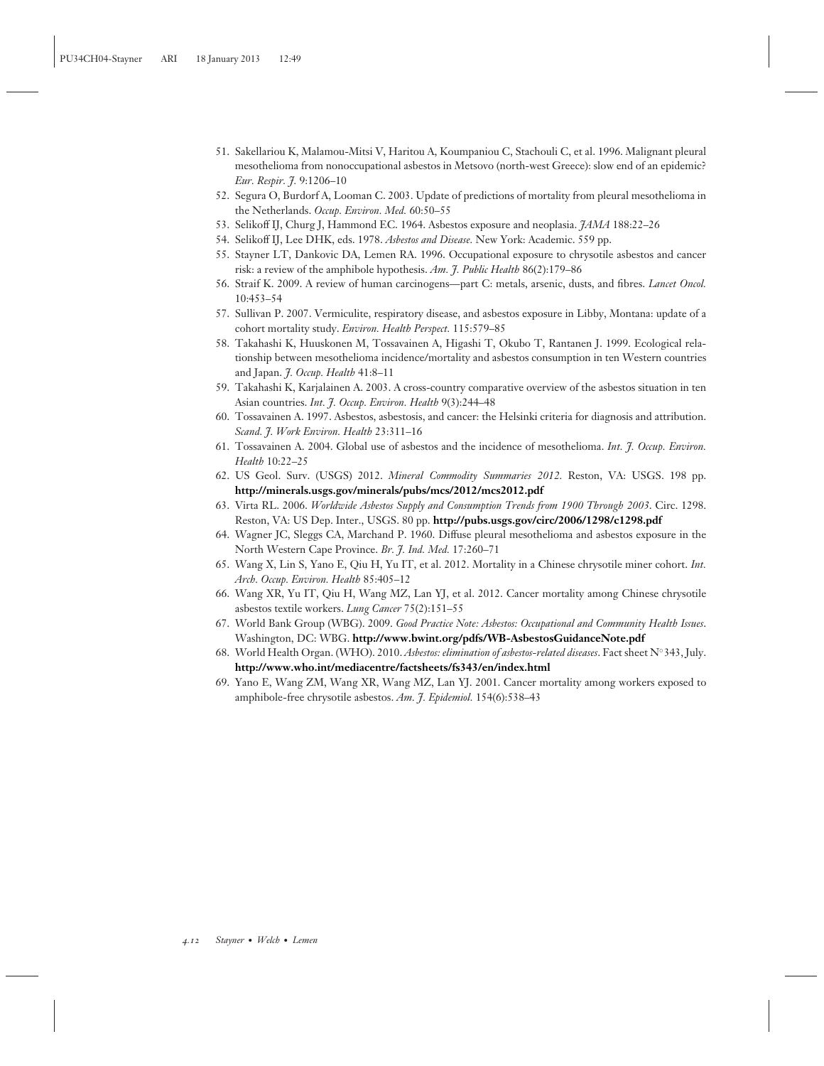51. Sakellariou K, Malamou-Mitsi V, Haritou A, Koumpaniou C, Stachouli C, et al. 1996. Malignant pleural mesothelioma from nonoccupational asbestos in Metsovo (north-west Greece): slow end of an epidemic? *Eur. Respir. J.* 9:1206–10
52. Segura O, Burdorf A, Looman C. 2003. Update of predictions of mortality from pleural mesothelioma in the Netherlands. *Occup. Environ. Med.* 60:50–55
53. Selikoff IJ, Churg J, Hammond EC. 1964. Asbestos exposure and neoplasia. *JAMA* 188:22–26
54. Selikoff IJ, Lee DHK, eds. 1978. *Asbestos and Disease.* New York: Academic. 559 pp.
55. Stayner LT, Dankovic DA, Lemen RA. 1996. Occupational exposure to chrysotile asbestos and cancer risk: a review of the amphibole hypothesis. *Am. J. Public Health* 86(2):179–86
56. Straif K. 2009. A review of human carcinogens—part C: metals, arsenic, dusts, and fibres. *Lancet Oncol.* 10:453–54
57. Sullivan P. 2007. Vermiculite, respiratory disease, and asbestos exposure in Libby, Montana: update of a cohort mortality study. *Environ. Health Perspect.* 115:579–85
58. Takahashi K, Huuskonen M, Tossavainen A, Higashi T, Okubo T, Rantanen J. 1999. Ecological relationship between mesothelioma incidence/mortality and asbestos consumption in ten Western countries and Japan. *J. Occup. Health* 41:8–11
59. Takahashi K, Karjalainen A. 2003. A cross-country comparative overview of the asbestos situation in ten Asian countries. *Int. J. Occup. Environ. Health* 9(3):244–48
60. Tossavainen A. 1997. Asbestos, asbestosis, and cancer: the Helsinki criteria for diagnosis and attribution. *Scand. J. Work Environ. Health* 23:311–16
61. Tossavainen A. 2004. Global use of asbestos and the incidence of mesothelioma. *Int. J. Occup. Environ. Health* 10:22–25
62. US Geol. Surv. (USGS) 2012. *Mineral Commodity Summaries 2012.* Reston, VA: USGS. 198 pp. **http://minerals.usgs.gov/minerals/pubs/mcs/2012/mcs2012.pdf**
63. Virta RL. 2006. *Worldwide Asbestos Supply and Consumption Trends from 1900 Through 2003.* Circ. 1298. Reston, VA: US Dep. Inter., USGS. 80 pp. **http://pubs.usgs.gov/circ/2006/1298/c1298.pdf**
64. Wagner JC, Sleggs CA, Marchand P. 1960. Diffuse pleural mesothelioma and asbestos exposure in the North Western Cape Province. *Br. J. Ind. Med.* 17:260–71
65. Wang X, Lin S, Yano E, Qiu H, Yu IT, et al. 2012. Mortality in a Chinese chrysotile miner cohort. *Int. Arch. Occup. Environ. Health* 85:405–12
66. Wang XR, Yu IT, Qiu H, Wang MZ, Lan YJ, et al. 2012. Cancer mortality among Chinese chrysotile asbestos textile workers. *Lung Cancer* 75(2):151–55
67. World Bank Group (WBG). 2009. *Good Practice Note: Asbestos: Occupational and Community Health Issues*. Washington, DC: WBG. **http://www.bwint.org/pdfs/WB-AsbestosGuidanceNote.pdf**
68. World Health Organ. (WHO). 2010. *Asbestos: elimination of asbestos-related diseases*. Fact sheet N°343, July. **http://www.who.int/mediacentre/factsheets/fs343/en/index.html**
69. Yano E, Wang ZM, Wang XR, Wang MZ, Lan YJ. 2001. Cancer mortality among workers exposed to amphibole-free chrysotile asbestos. *Am. J. Epidemiol.* 154(6):538–43